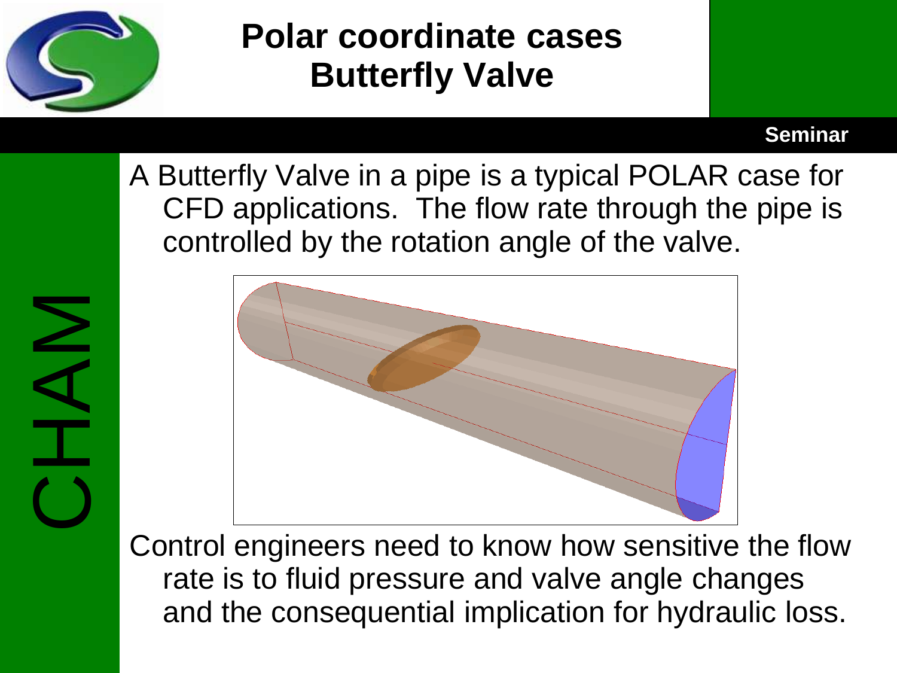# Polar coordinate cases
# Butterfly Valve

Seminar

A Butterfly Valve in a pipe is a typical POLAR case for CFD applications. The flow rate through the pipe is controlled by the rotation angle of the valve.

Control engineers need to know how sensitive the flow rate is to fluid pressure and valve angle changes and the consequential implication for hydraulic loss.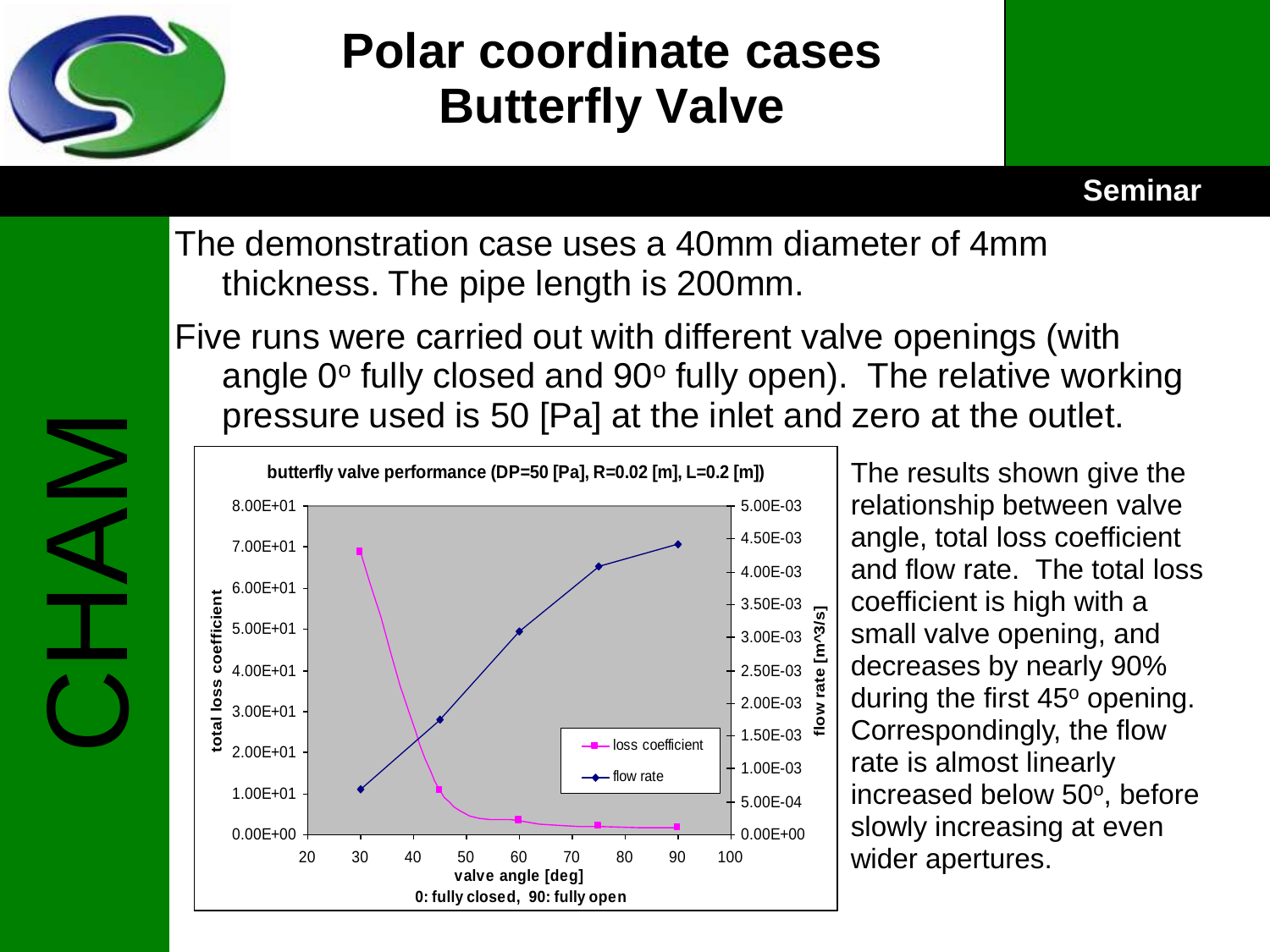# Polar coordinate cases Butterfly Valve

The demonstration case uses a 40mm diameter of 4mm thickness. The pipe length is 200mm.

Five runs were carried out with different valve openings (with angle 0° fully closed and 90° fully open). The relative working pressure used is 50 [Pa] at the inlet and zero at the outlet.

**butterfly valve performance (DP=50 [Pa], R=0.02 [m], L=0.2 [m])**

The results shown give the relationship between valve angle, total loss coefficient and flow rate. The total loss coefficient is high with a small valve opening, and decreases by nearly 90% during the first 45° opening. Correspondingly, the flow rate is almost linearly increased below 50°, before slowly increasing at even wider apertures.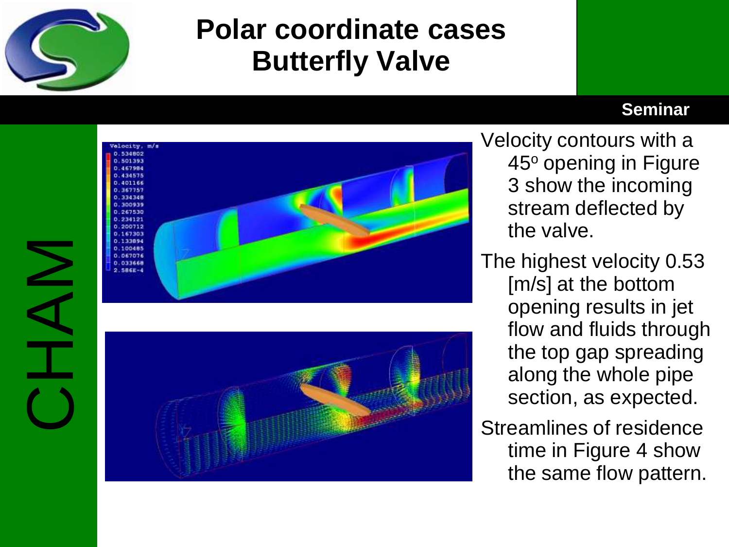# Polar coordinate cases Butterfly Valve

Seminar

CHAM

Velocity contours with a 45$^o$ opening in Figure 3 show the incoming stream deflected by the valve.

The highest velocity 0.53 [m/s] at the bottom opening results in jet flow and fluids through the top gap spreading along the whole pipe section, as expected.

Streamlines of residence time in Figure 4 show the same flow pattern.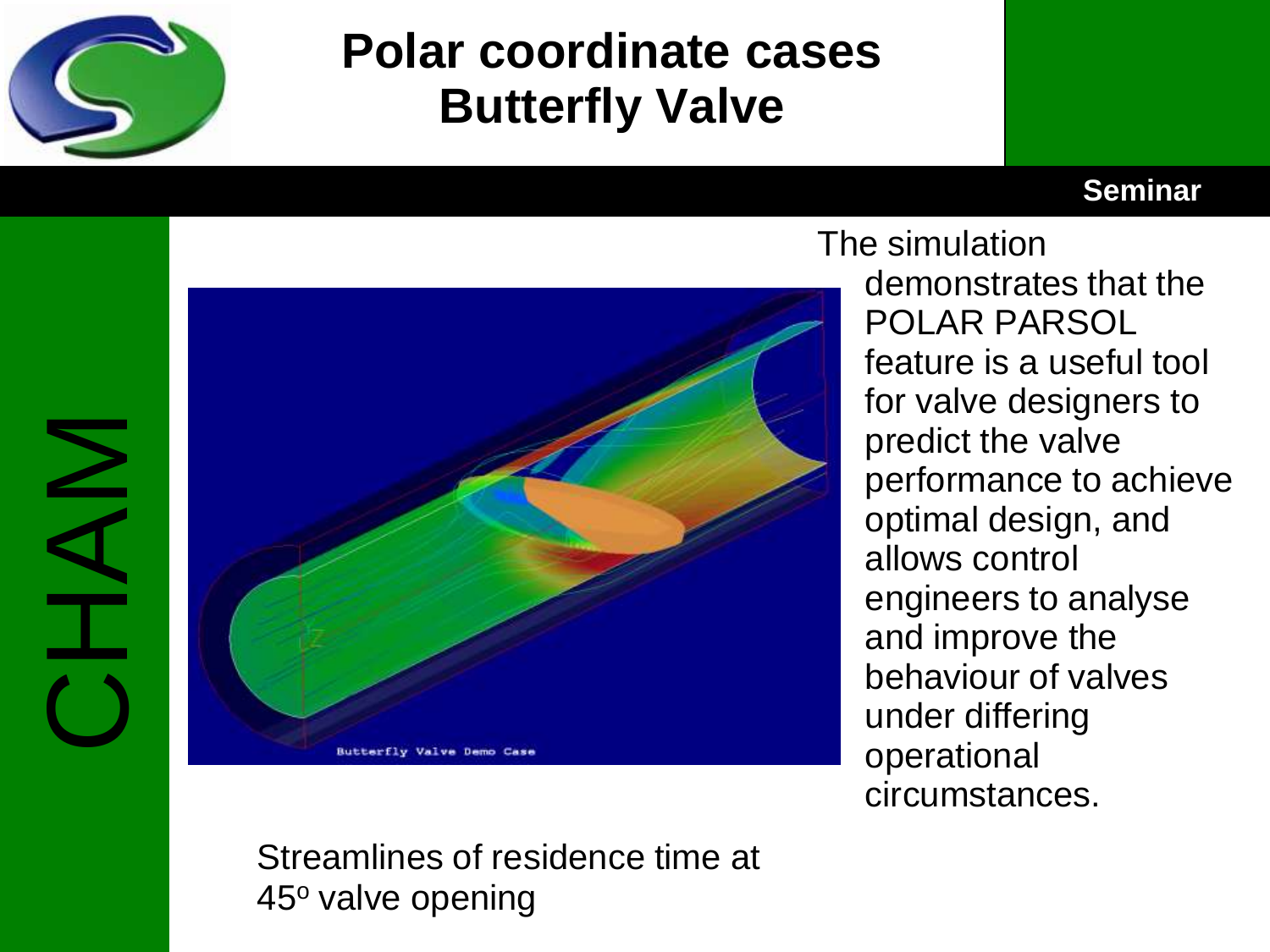# Polar coordinate cases Butterfly Valve

The simulation demonstrates that the POLAR PARSOL feature is a useful tool for valve designers to predict the valve performance to achieve optimal design, and allows control engineers to analyse and improve the behaviour of valves under differing operational circumstances.

Streamlines of residence time at 45º valve opening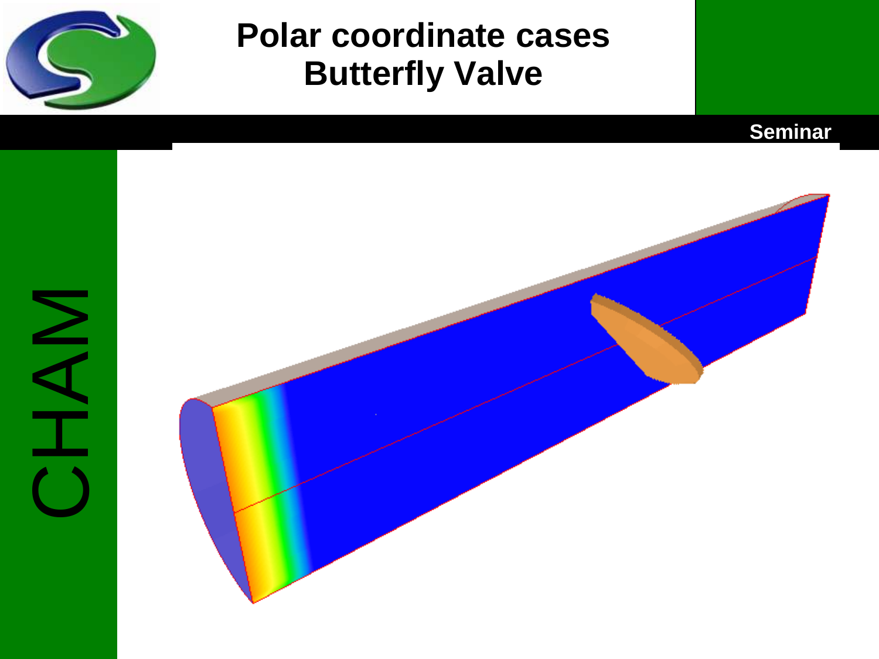# Polar coordinate cases
# Butterfly Valve